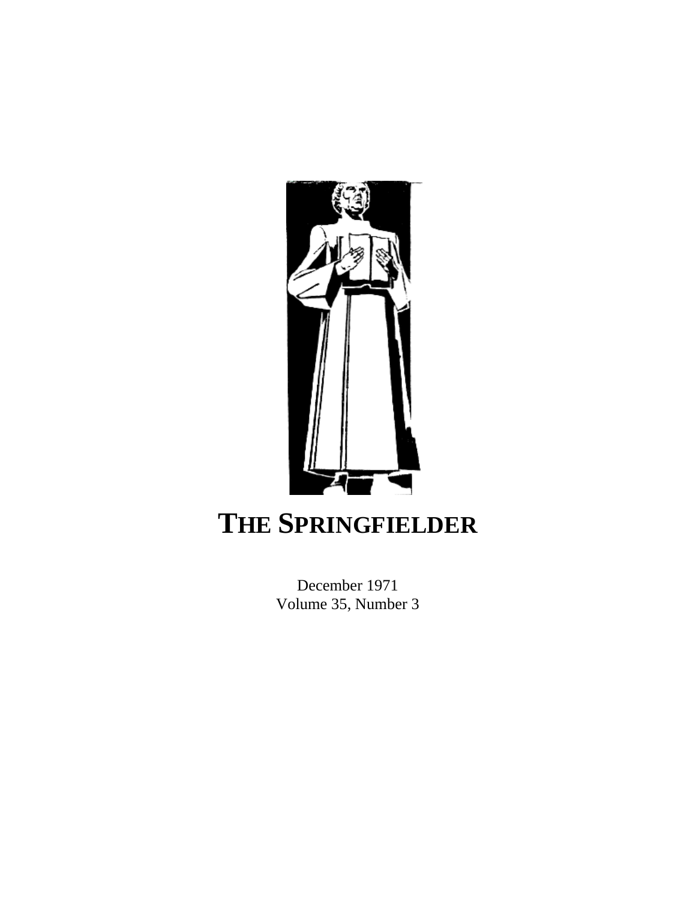# THE SPRINGFIELDER

December 1971
Volume 35, Number 3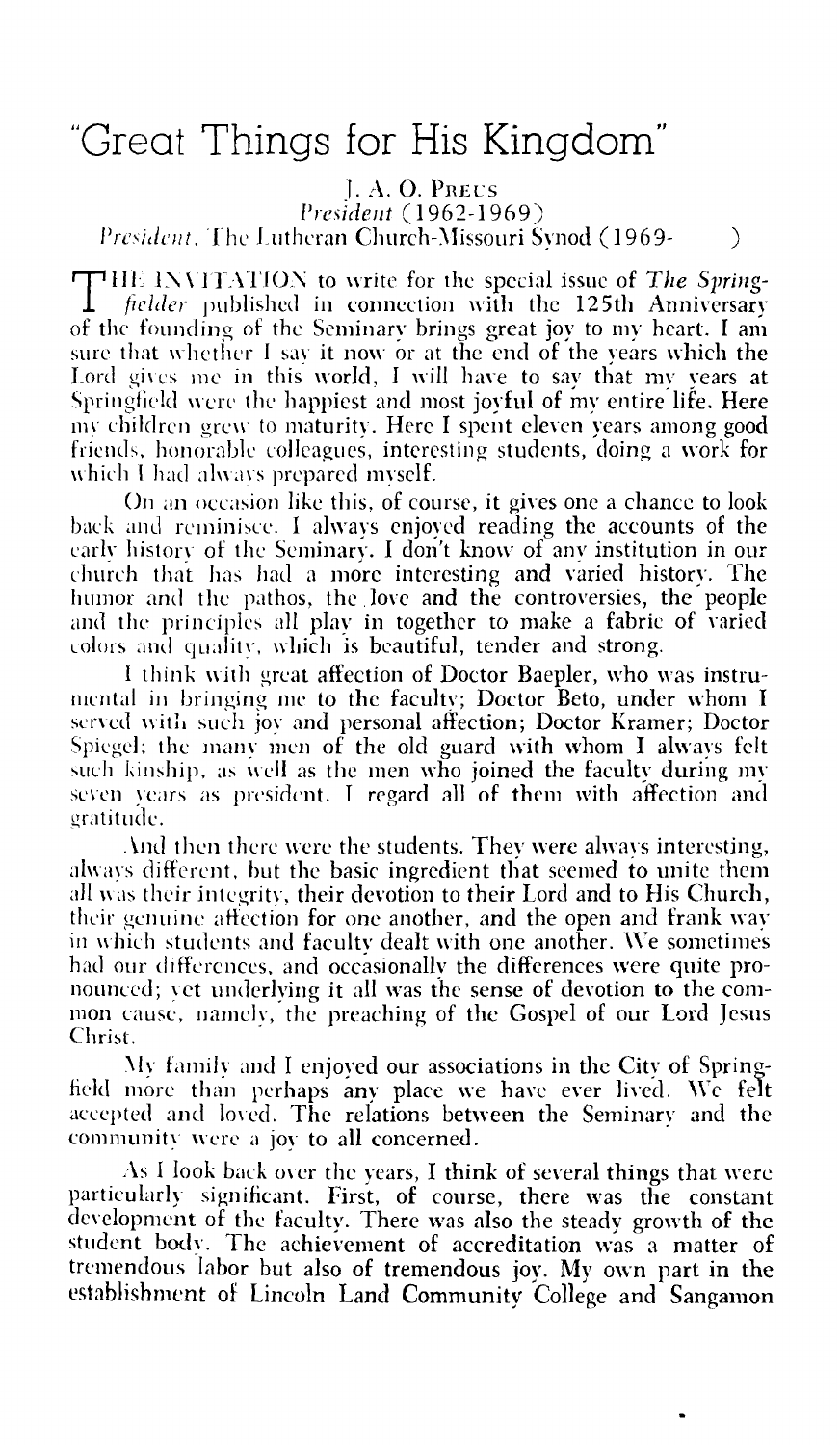# "Great Things for His Kingdom"

J. A. O. PREUS

*President* (1962-1969)

*President*, The Lutheran Church-Missouri Synod (1969- )

THE INVITATION to write for the special issue of *The Springfielder* published in connection with the 125th Anniversary of the founding of the Seminary brings great joy to my heart. I am sure that whether I say it now or at the end of the years which the Lord gives me in this world, I will have to say that my years at Springfield were the happiest and most joyful of my entire life. Here my children grew to maturity. Here I spent eleven years among good friends, honorable colleagues, interesting students, doing a work for which I had always prepared myself.

On an occasion like this, of course, it gives one a chance to look back and reminisce. I always enjoyed reading the accounts of the early history of the Seminary. I don't know of any institution in our church that has had a more interesting and varied history. The humor and the pathos, the love and the controversies, the people and the principles all play in together to make a fabric of varied colors and quality, which is beautiful, tender and strong.

I think with great affection of Doctor Baepler, who was instrumental in bringing me to the faculty; Doctor Beto, under whom I served with such joy and personal affection; Doctor Kramer; Doctor Spiegel; the many men of the old guard with whom I always felt such kinship, as well as the men who joined the faculty during my seven years as president. I regard all of them with affection and gratitude.

And then there were the students. They were always interesting, always different, but the basic ingredient that seemed to unite them all was their integrity, their devotion to their Lord and to His Church, their genuine affection for one another, and the open and frank way in which students and faculty dealt with one another. We sometimes had our differences, and occasionally the differences were quite pronounced; yet underlying it all was the sense of devotion to the common cause, namely, the preaching of the Gospel of our Lord Jesus Christ.

My family and I enjoyed our associations in the City of Springfield more than perhaps any place we have ever lived. We felt accepted and loved. The relations between the Seminary and the community were a joy to all concerned.

As I look back over the years, I think of several things that were particularly significant. First, of course, there was the constant development of the faculty. There was also the steady growth of the student body. The achievement of accreditation was a matter of tremendous labor but also of tremendous joy. My own part in the establishment of Lincoln Land Community College and Sangamon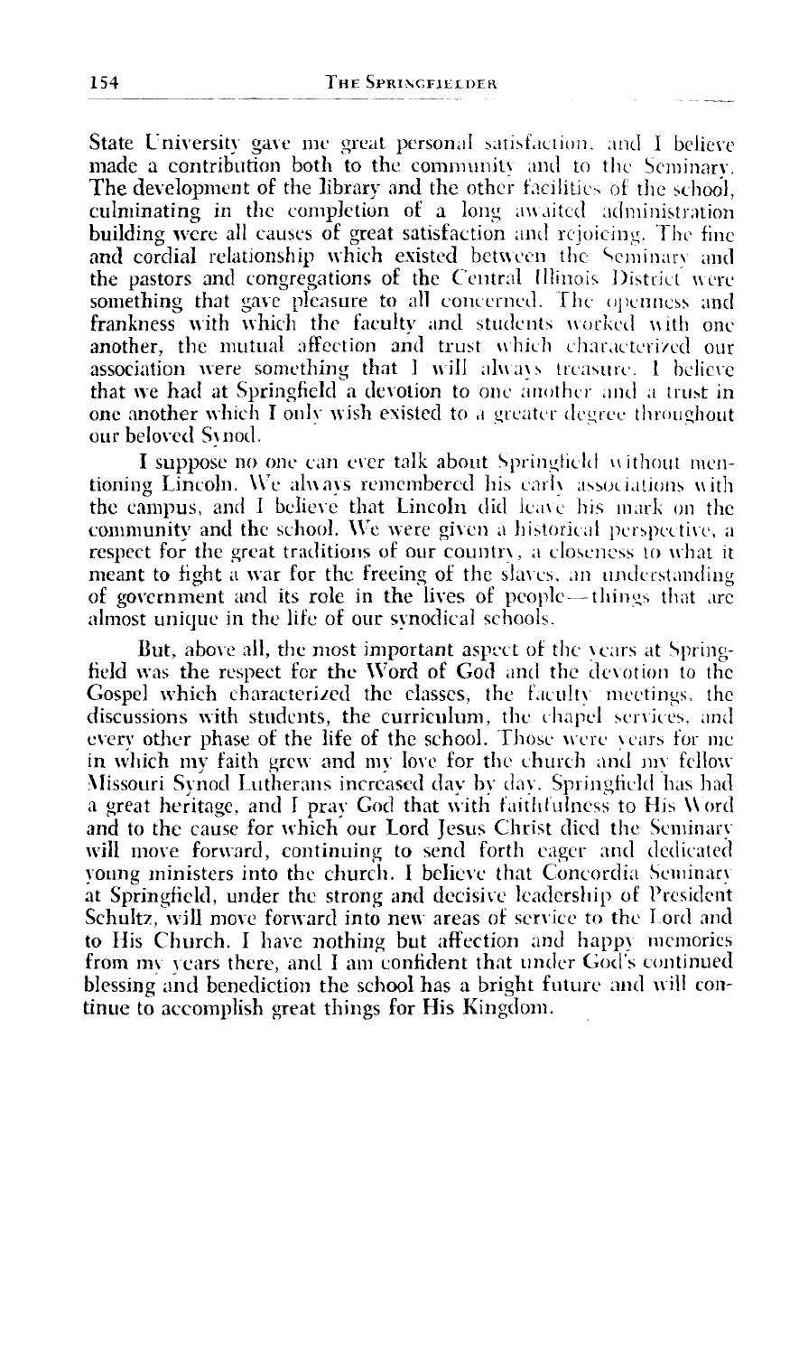State University gave me great personal satisfaction, and I believe made a contribution both to the community and to the Seminary. The development of the library and the other facilities of the school, culminating in the completion of a long awaited administration building were all causes of great satisfaction and rejoicing. The fine and cordial relationship which existed between the Seminary and the pastors and congregations of the Central Illinois District were something that gave pleasure to all concerned. The openness and frankness with which the faculty and students worked with one another, the mutual affection and trust which characterized our association were something that I will always treasure. I believe that we had at Springfield a devotion to one another and a trust in one another which I only wish existed to a greater degree throughout our beloved Synod.

I suppose no one can ever talk about Springfield without mentioning Lincoln. We always remembered his early associations with the campus, and I believe that Lincoln did leave his mark on the community and the school. We were given a historical perspective, a respect for the great traditions of our country, a closeness to what it meant to fight a war for the freeing of the slaves, an understanding of government and its role in the lives of people—things that are almost unique in the life of our synodical schools.

But, above all, the most important aspect of the years at Springfield was the respect for the Word of God and the devotion to the Gospel which characterized the classes, the faculty meetings, the discussions with students, the curriculum, the chapel services, and every other phase of the life of the school. Those were years for me in which my faith grew and my love for the church and my fellow Missouri Synod Lutherans increased day by day. Springfield has had a great heritage, and I pray God that with faithfulness to His Word and to the cause for which our Lord Jesus Christ died the Seminary will move forward, continuing to send forth eager and dedicated young ministers into the church. I believe that Concordia Seminary at Springfield, under the strong and decisive leadership of President Schultz, will move forward into new areas of service to the Lord and to His Church. I have nothing but affection and happy memories from my years there, and I am confident that under God's continued blessing and benediction the school has a bright future and will continue to accomplish great things for His Kingdom.